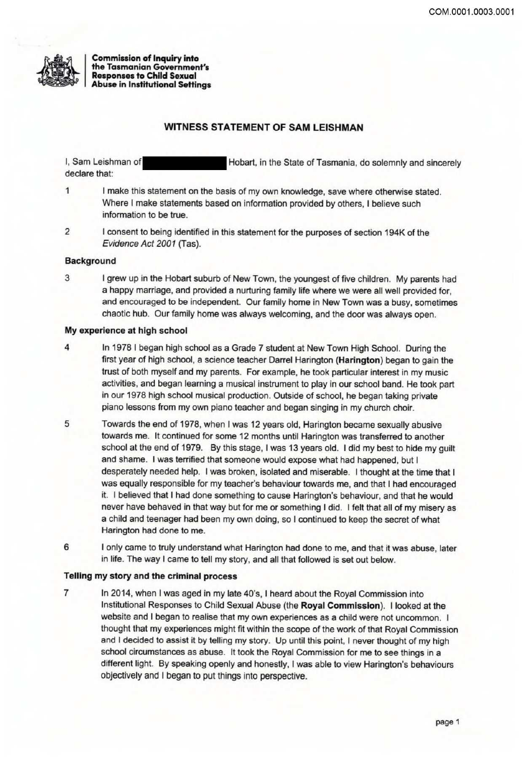**Commission of Inquiry into the Tasmanian Government's Responses to Child Sexual Abuse in Institutional Settings**

## WITNESS STATEMENT OF SAM LEISHMAN

I, Sam Leishman of [redacted] Hobart, in the State of Tasmania, do solemnly and sincerely declare that:

1. I make this statement on the basis of my own knowledge, save where otherwise stated. Where I make statements based on information provided by others, I believe such information to be true.

2. I consent to being identified in this statement for the purposes of section 194K of the *Evidence Act 2001* (Tas).

### Background

3. I grew up in the Hobart suburb of New Town, the youngest of five children. My parents had a happy marriage, and provided a nurturing family life where we were all well provided for, and encouraged to be independent. Our family home in New Town was a busy, sometimes chaotic hub. Our family home was always welcoming, and the door was always open.

### My experience at high school

4. In 1978 I began high school as a Grade 7 student at New Town High School. During the first year of high school, a science teacher Darrel Harington (**Harington**) began to gain the trust of both myself and my parents. For example, he took particular interest in my music activities, and began learning a musical instrument to play in our school band. He took part in our 1978 high school musical production. Outside of school, he began taking private piano lessons from my own piano teacher and began singing in my church choir.

5. Towards the end of 1978, when I was 12 years old, Harington became sexually abusive towards me. It continued for some 12 months until Harington was transferred to another school at the end of 1979. By this stage, I was 13 years old. I did my best to hide my guilt and shame. I was terrified that someone would expose what had happened, but I desperately needed help. I was broken, isolated and miserable. I thought at the time that I was equally responsible for my teacher's behaviour towards me, and that I had encouraged it. I believed that I had done something to cause Harington's behaviour, and that he would never have behaved in that way but for me or something I did. I felt that all of my misery as a child and teenager had been my own doing, so I continued to keep the secret of what Harington had done to me.

6. I only came to truly understand what Harington had done to me, and that it was abuse, later in life. The way I came to tell my story, and all that followed is set out below.

### Telling my story and the criminal process

7. In 2014, when I was aged in my late 40's, I heard about the Royal Commission into Institutional Responses to Child Sexual Abuse (the **Royal Commission**). I looked at the website and I began to realise that my own experiences as a child were not uncommon. I thought that my experiences might fit within the scope of the work of that Royal Commission and I decided to assist it by telling my story. Up until this point, I never thought of my high school circumstances as abuse. It took the Royal Commission for me to see things in a different light. By speaking openly and honestly, I was able to view Harington's behaviours objectively and I began to put things into perspective.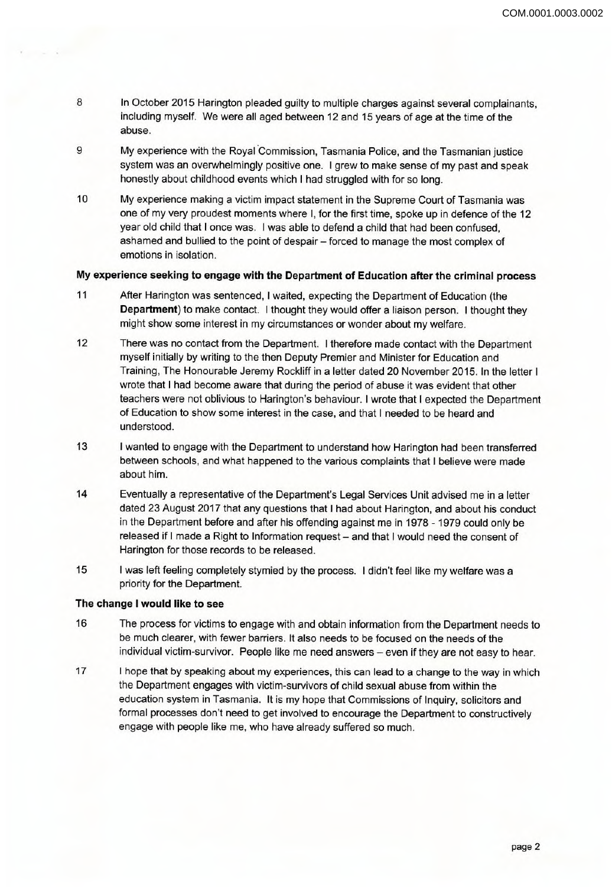8 In October 2015 Harington pleaded guilty to multiple charges against several complainants, including myself. We were all aged between 12 and 15 years of age at the time of the abuse.

9 My experience with the Royal Commission, Tasmania Police, and the Tasmanian justice system was an overwhelmingly positive one. I grew to make sense of my past and speak honestly about childhood events which I had struggled with for so long.

10 My experience making a victim impact statement in the Supreme Court of Tasmania was one of my very proudest moments where I, for the first time, spoke up in defence of the 12 year old child that I once was. I was able to defend a child that had been confused, ashamed and bullied to the point of despair – forced to manage the most complex of emotions in isolation.

**My experience seeking to engage with the Department of Education after the criminal process**

11 After Harington was sentenced, I waited, expecting the Department of Education (the **Department**) to make contact. I thought they would offer a liaison person. I thought they might show some interest in my circumstances or wonder about my welfare.

12 There was no contact from the Department. I therefore made contact with the Department myself initially by writing to the then Deputy Premier and Minister for Education and Training, The Honourable Jeremy Rockliff in a letter dated 20 November 2015. In the letter I wrote that I had become aware that during the period of abuse it was evident that other teachers were not oblivious to Harington's behaviour. I wrote that I expected the Department of Education to show some interest in the case, and that I needed to be heard and understood.

13 I wanted to engage with the Department to understand how Harington had been transferred between schools, and what happened to the various complaints that I believe were made about him.

14 Eventually a representative of the Department's Legal Services Unit advised me in a letter dated 23 August 2017 that any questions that I had about Harington, and about his conduct in the Department before and after his offending against me in 1978 - 1979 could only be released if I made a Right to Information request – and that I would need the consent of Harington for those records to be released.

15 I was left feeling completely stymied by the process. I didn't feel like my welfare was a priority for the Department.

**The change I would like to see**

16 The process for victims to engage with and obtain information from the Department needs to be much clearer, with fewer barriers. It also needs to be focused on the needs of the individual victim-survivor. People like me need answers – even if they are not easy to hear.

17 I hope that by speaking about my experiences, this can lead to a change to the way in which the Department engages with victim-survivors of child sexual abuse from within the education system in Tasmania. It is my hope that Commissions of Inquiry, solicitors and formal processes don't need to get involved to encourage the Department to constructively engage with people like me, who have already suffered so much.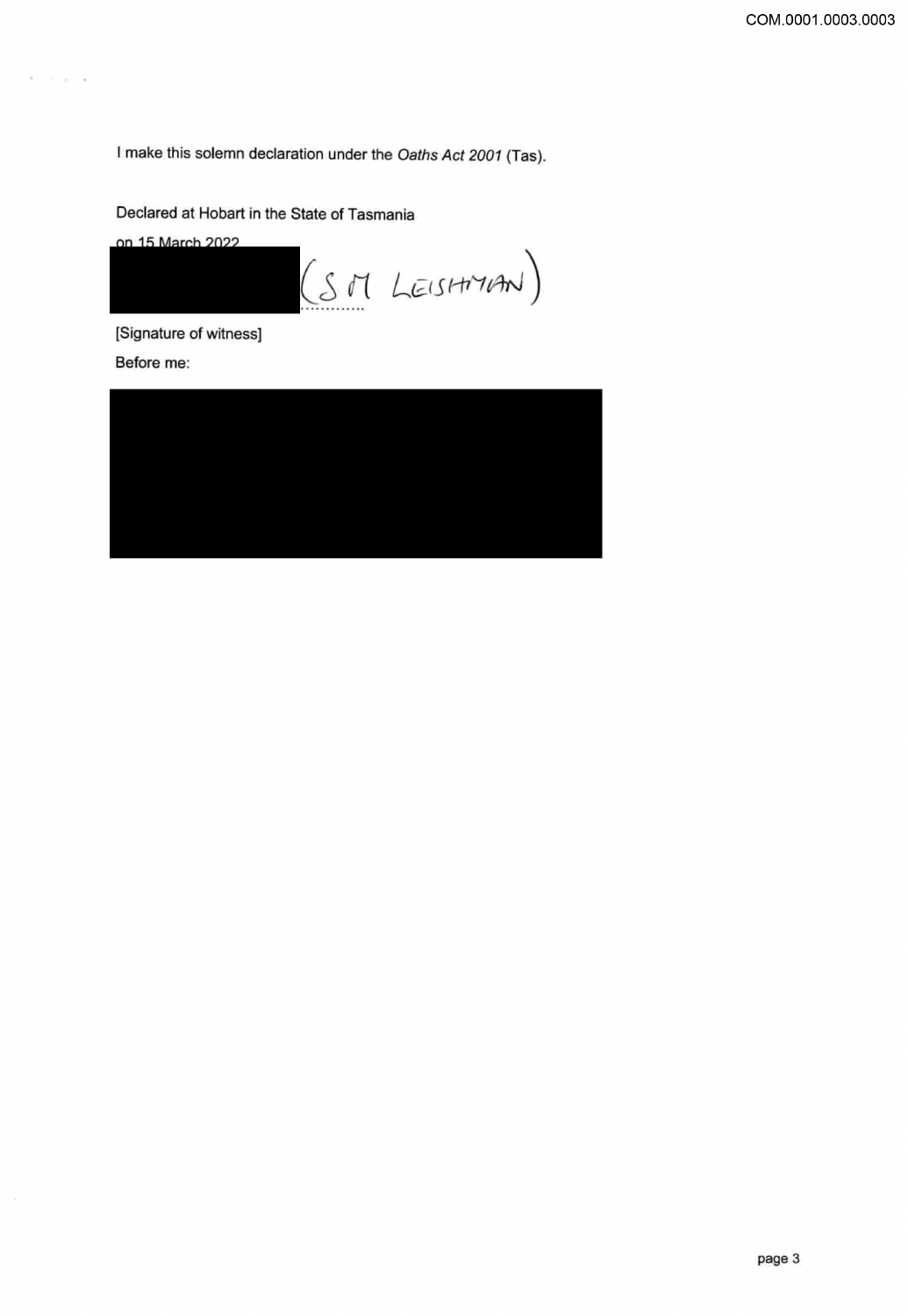I make this solemn declaration under the *Oaths Act 2001* (Tas).

Declared at Hobart in the State of Tasmania

on 15 March 2022

(S M LEISHMAN)

[Signature of witness]

Before me: